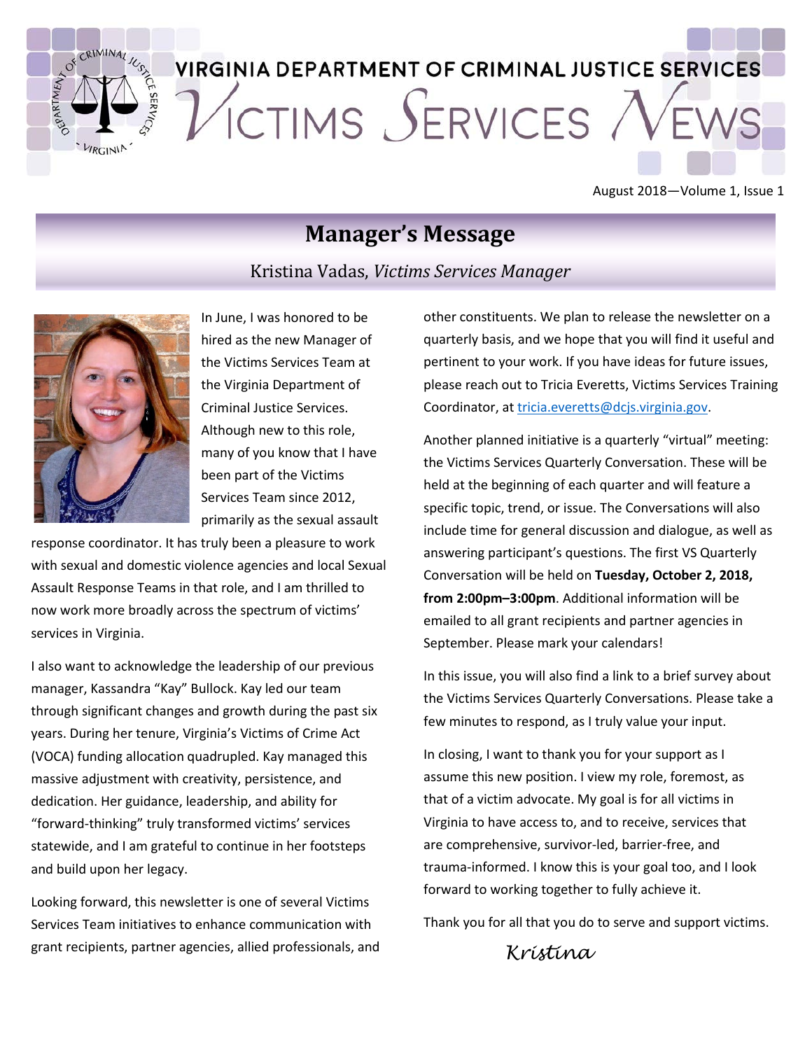# VIRGINIA DEPARTMENT OF CRIMINAL JUSTICE SERVICES
# VICTIMS SERVICES NEWS

August 2018—Volume 1, Issue 1

## Manager's Message

Kristina Vadas, *Victims Services Manager*

In June, I was honored to be hired as the new Manager of the Victims Services Team at the Virginia Department of Criminal Justice Services. Although new to this role, many of you know that I have been part of the Victims Services Team since 2012, primarily as the sexual assault response coordinator. It has truly been a pleasure to work with sexual and domestic violence agencies and local Sexual Assault Response Teams in that role, and I am thrilled to now work more broadly across the spectrum of victims' services in Virginia.

I also want to acknowledge the leadership of our previous manager, Kassandra "Kay" Bullock. Kay led our team through significant changes and growth during the past six years. During her tenure, Virginia's Victims of Crime Act (VOCA) funding allocation quadrupled. Kay managed this massive adjustment with creativity, persistence, and dedication. Her guidance, leadership, and ability for "forward-thinking" truly transformed victims' services statewide, and I am grateful to continue in her footsteps and build upon her legacy.

Looking forward, this newsletter is one of several Victims Services Team initiatives to enhance communication with grant recipients, partner agencies, allied professionals, and other constituents. We plan to release the newsletter on a quarterly basis, and we hope that you will find it useful and pertinent to your work. If you have ideas for future issues, please reach out to Tricia Everetts, Victims Services Training Coordinator, at tricia.everetts@dcjs.virginia.gov.

Another planned initiative is a quarterly "virtual" meeting: the Victims Services Quarterly Conversation. These will be held at the beginning of each quarter and will feature a specific topic, trend, or issue. The Conversations will also include time for general discussion and dialogue, as well as answering participant's questions. The first VS Quarterly Conversation will be held on **Tuesday, October 2, 2018, from 2:00pm–3:00pm**. Additional information will be emailed to all grant recipients and partner agencies in September. Please mark your calendars!

In this issue, you will also find a link to a brief survey about the Victims Services Quarterly Conversations. Please take a few minutes to respond, as I truly value your input.

In closing, I want to thank you for your support as I assume this new position. I view my role, foremost, as that of a victim advocate. My goal is for all victims in Virginia to have access to, and to receive, services that are comprehensive, survivor-led, barrier-free, and trauma-informed. I know this is your goal too, and I look forward to working together to fully achieve it.

Thank you for all that you do to serve and support victims.

*Kristina*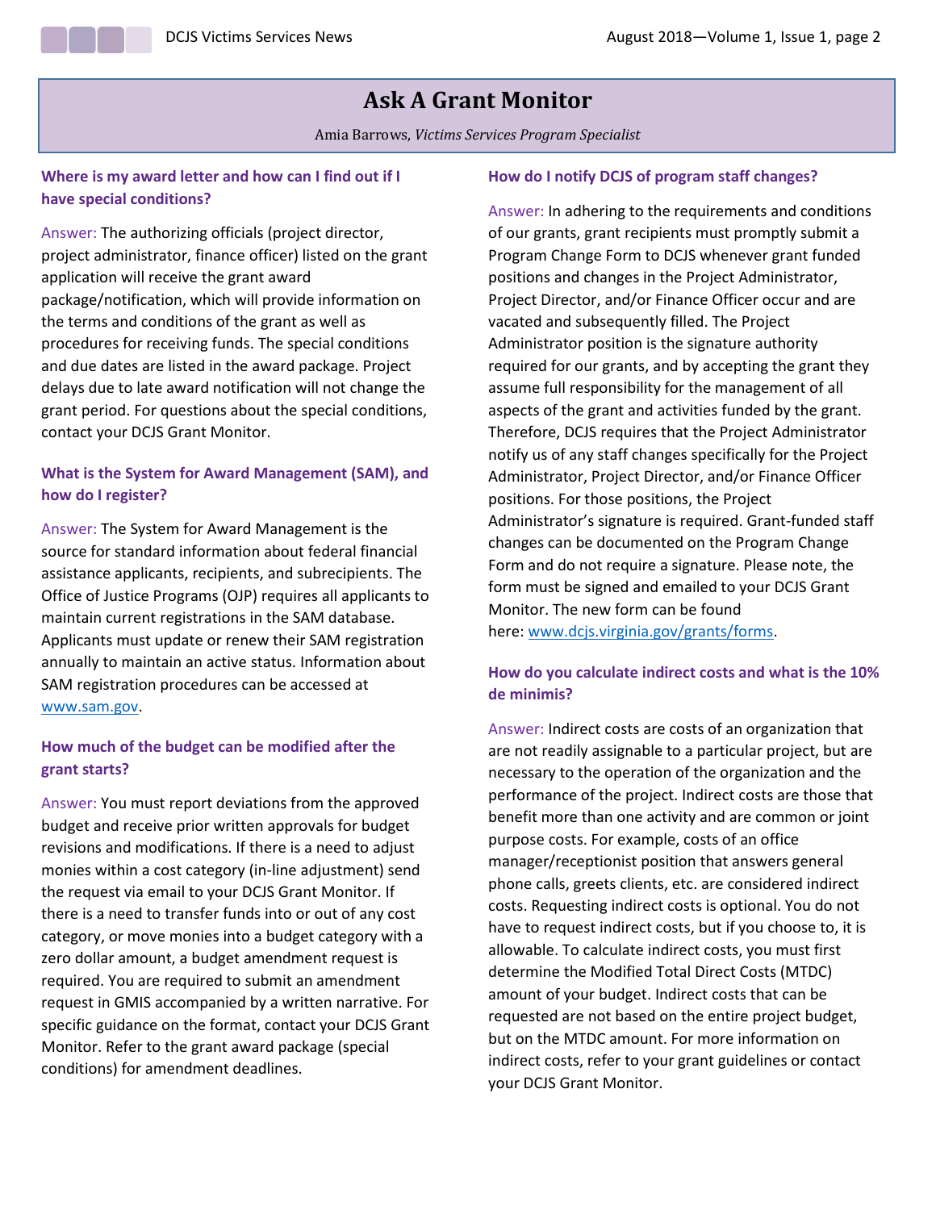# Ask A Grant Monitor

Amia Barrows, *Victims Services Program Specialist*

### Where is my award letter and how can I find out if I have special conditions?

Answer: The authorizing officials (project director, project administrator, finance officer) listed on the grant application will receive the grant award package/notification, which will provide information on the terms and conditions of the grant as well as procedures for receiving funds. The special conditions and due dates are listed in the award package. Project delays due to late award notification will not change the grant period. For questions about the special conditions, contact your DCJS Grant Monitor.

### What is the System for Award Management (SAM), and how do I register?

Answer: The System for Award Management is the source for standard information about federal financial assistance applicants, recipients, and subrecipients. The Office of Justice Programs (OJP) requires all applicants to maintain current registrations in the SAM database. Applicants must update or renew their SAM registration annually to maintain an active status. Information about SAM registration procedures can be accessed at [www.sam.gov](http://www.sam.gov).

### How much of the budget can be modified after the grant starts?

Answer: You must report deviations from the approved budget and receive prior written approvals for budget revisions and modifications. If there is a need to adjust monies within a cost category (in-line adjustment) send the request via email to your DCJS Grant Monitor. If there is a need to transfer funds into or out of any cost category, or move monies into a budget category with a zero dollar amount, a budget amendment request is required. You are required to submit an amendment request in GMIS accompanied by a written narrative. For specific guidance on the format, contact your DCJS Grant Monitor. Refer to the grant award package (special conditions) for amendment deadlines.

### How do I notify DCJS of program staff changes?

Answer: In adhering to the requirements and conditions of our grants, grant recipients must promptly submit a Program Change Form to DCJS whenever grant funded positions and changes in the Project Administrator, Project Director, and/or Finance Officer occur and are vacated and subsequently filled. The Project Administrator position is the signature authority required for our grants, and by accepting the grant they assume full responsibility for the management of all aspects of the grant and activities funded by the grant. Therefore, DCJS requires that the Project Administrator notify us of any staff changes specifically for the Project Administrator, Project Director, and/or Finance Officer positions. For those positions, the Project Administrator's signature is required. Grant-funded staff changes can be documented on the Program Change Form and do not require a signature. Please note, the form must be signed and emailed to your DCJS Grant Monitor. The new form can be found here: [www.dcjs.virginia.gov/grants/forms](http://www.dcjs.virginia.gov/grants/forms).

### How do you calculate indirect costs and what is the 10% de minimis?

Answer: Indirect costs are costs of an organization that are not readily assignable to a particular project, but are necessary to the operation of the organization and the performance of the project. Indirect costs are those that benefit more than one activity and are common or joint purpose costs. For example, costs of an office manager/receptionist position that answers general phone calls, greets clients, etc. are considered indirect costs. Requesting indirect costs is optional. You do not have to request indirect costs, but if you choose to, it is allowable. To calculate indirect costs, you must first determine the Modified Total Direct Costs (MTDC) amount of your budget. Indirect costs that can be requested are not based on the entire project budget, but on the MTDC amount. For more information on indirect costs, refer to your grant guidelines or contact your DCJS Grant Monitor.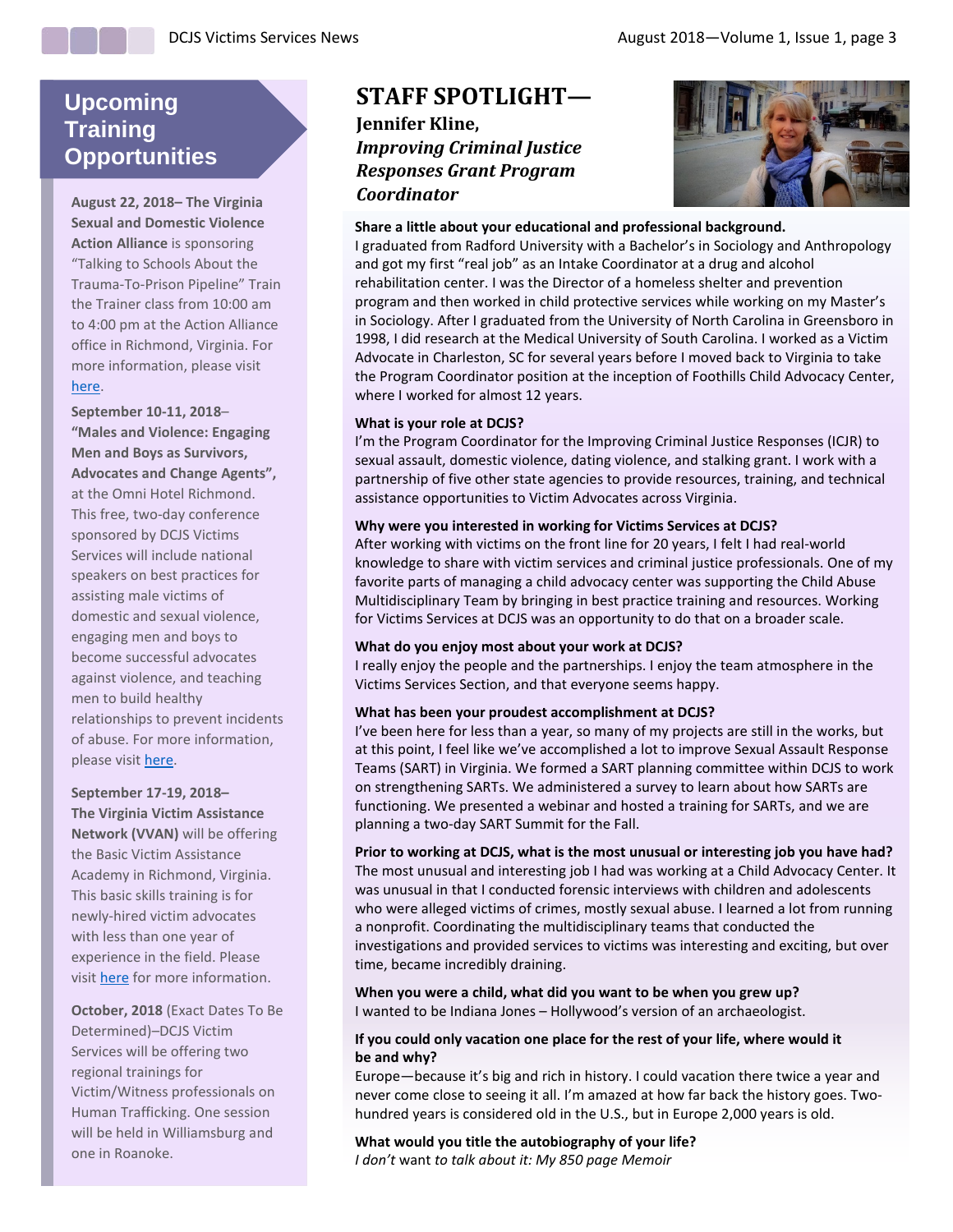## Upcoming Training Opportunities

**August 22, 2018– The Virginia Sexual and Domestic Violence Action Alliance** is sponsoring "Talking to Schools About the Trauma-To-Prison Pipeline" Train the Trainer class from 10:00 am to 4:00 pm at the Action Alliance office in Richmond, Virginia. For more information, please visit here.

**September 10-11, 2018– "Males and Violence: Engaging Men and Boys as Survivors, Advocates and Change Agents",** at the Omni Hotel Richmond. This free, two-day conference sponsored by DCJS Victims Services will include national speakers on best practices for assisting male victims of domestic and sexual violence, engaging men and boys to become successful advocates against violence, and teaching men to build healthy relationships to prevent incidents of abuse. For more information, please visit here.

**September 17-19, 2018– The Virginia Victim Assistance Network (VVAN)** will be offering the Basic Victim Assistance Academy in Richmond, Virginia. This basic skills training is for newly-hired victim advocates with less than one year of experience in the field. Please visit here for more information.

**October, 2018** (Exact Dates To Be Determined)–DCJS Victim Services will be offering two regional trainings for Victim/Witness professionals on Human Trafficking. One session will be held in Williamsburg and one in Roanoke.

# STAFF SPOTLIGHT—

**Jennifer Kline,**
***Improving Criminal Justice Responses Grant Program Coordinator***

**Share a little about your educational and professional background.**
I graduated from Radford University with a Bachelor's in Sociology and Anthropology and got my first "real job" as an Intake Coordinator at a drug and alcohol rehabilitation center. I was the Director of a homeless shelter and prevention program and then worked in child protective services while working on my Master's in Sociology. After I graduated from the University of North Carolina in Greensboro in 1998, I did research at the Medical University of South Carolina. I worked as a Victim Advocate in Charleston, SC for several years before I moved back to Virginia to take the Program Coordinator position at the inception of Foothills Child Advocacy Center, where I worked for almost 12 years.

**What is your role at DCJS?**
I'm the Program Coordinator for the Improving Criminal Justice Responses (ICJR) to sexual assault, domestic violence, dating violence, and stalking grant. I work with a partnership of five other state agencies to provide resources, training, and technical assistance opportunities to Victim Advocates across Virginia.

**Why were you interested in working for Victims Services at DCJS?**
After working with victims on the front line for 20 years, I felt I had real-world knowledge to share with victim services and criminal justice professionals. One of my favorite parts of managing a child advocacy center was supporting the Child Abuse Multidisciplinary Team by bringing in best practice training and resources. Working for Victims Services at DCJS was an opportunity to do that on a broader scale.

**What do you enjoy most about your work at DCJS?**
I really enjoy the people and the partnerships. I enjoy the team atmosphere in the Victims Services Section, and that everyone seems happy.

**What has been your proudest accomplishment at DCJS?**
I've been here for less than a year, so many of my projects are still in the works, but at this point, I feel like we've accomplished a lot to improve Sexual Assault Response Teams (SART) in Virginia. We formed a SART planning committee within DCJS to work on strengthening SARTs. We administered a survey to learn about how SARTs are functioning. We presented a webinar and hosted a training for SARTs, and we are planning a two-day SART Summit for the Fall.

**Prior to working at DCJS, what is the most unusual or interesting job you have had?**
The most unusual and interesting job I had was working at a Child Advocacy Center. It was unusual in that I conducted forensic interviews with children and adolescents who were alleged victims of crimes, mostly sexual abuse. I learned a lot from running a nonprofit. Coordinating the multidisciplinary teams that conducted the investigations and provided services to victims was interesting and exciting, but over time, became incredibly draining.

**When you were a child, what did you want to be when you grew up?**
I wanted to be Indiana Jones – Hollywood's version of an archaeologist.

**If you could only vacation one place for the rest of your life, where would it be and why?**
Europe—because it's big and rich in history. I could vacation there twice a year and never come close to seeing it all. I'm amazed at how far back the history goes. Two-hundred years is considered old in the U.S., but in Europe 2,000 years is old.

**What would you title the autobiography of your life?**
*I don't* want *to talk about it: My 850 page Memoir*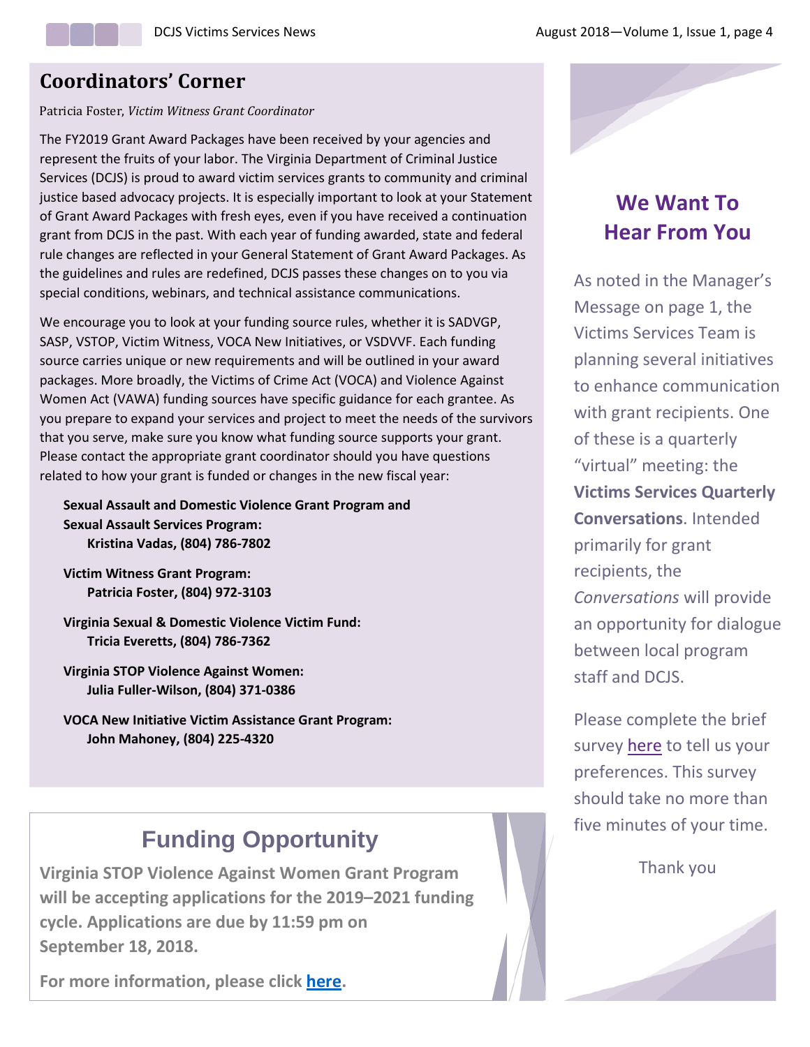## Coordinators' Corner

Patricia Foster, *Victim Witness Grant Coordinator*

The FY2019 Grant Award Packages have been received by your agencies and represent the fruits of your labor. The Virginia Department of Criminal Justice Services (DCJS) is proud to award victim services grants to community and criminal justice based advocacy projects. It is especially important to look at your Statement of Grant Award Packages with fresh eyes, even if you have received a continuation grant from DCJS in the past. With each year of funding awarded, state and federal rule changes are reflected in your General Statement of Grant Award Packages. As the guidelines and rules are redefined, DCJS passes these changes on to you via special conditions, webinars, and technical assistance communications.

We encourage you to look at your funding source rules, whether it is SADVGP, SASP, VSTOP, Victim Witness, VOCA New Initiatives, or VSDVVF. Each funding source carries unique or new requirements and will be outlined in your award packages. More broadly, the Victims of Crime Act (VOCA) and Violence Against Women Act (VAWA) funding sources have specific guidance for each grantee. As you prepare to expand your services and project to meet the needs of the survivors that you serve, make sure you know what funding source supports your grant. Please contact the appropriate grant coordinator should you have questions related to how your grant is funded or changes in the new fiscal year:

**Sexual Assault and Domestic Violence Grant Program and Sexual Assault Services Program:**
**Kristina Vadas, (804) 786-7802**

**Victim Witness Grant Program:**
**Patricia Foster, (804) 972-3103**

**Virginia Sexual & Domestic Violence Victim Fund:**
**Tricia Everetts, (804) 786-7362**

**Virginia STOP Violence Against Women:**
**Julia Fuller-Wilson, (804) 371-0386**

**VOCA New Initiative Victim Assistance Grant Program:**
**John Mahoney, (804) 225-4320**

## Funding Opportunity

**Virginia STOP Violence Against Women Grant Program will be accepting applications for the 2019–2021 funding cycle. Applications are due by 11:59 pm on September 18, 2018.**

**For more information, please click here.**

## We Want To Hear From You

As noted in the Manager's Message on page 1, the Victims Services Team is planning several initiatives to enhance communication with grant recipients. One of these is a quarterly "virtual" meeting: the **Victims Services Quarterly Conversations**. Intended primarily for grant recipients, the *Conversations* will provide an opportunity for dialogue between local program staff and DCJS.

Please complete the brief survey here to tell us your preferences. This survey should take no more than five minutes of your time.

Thank you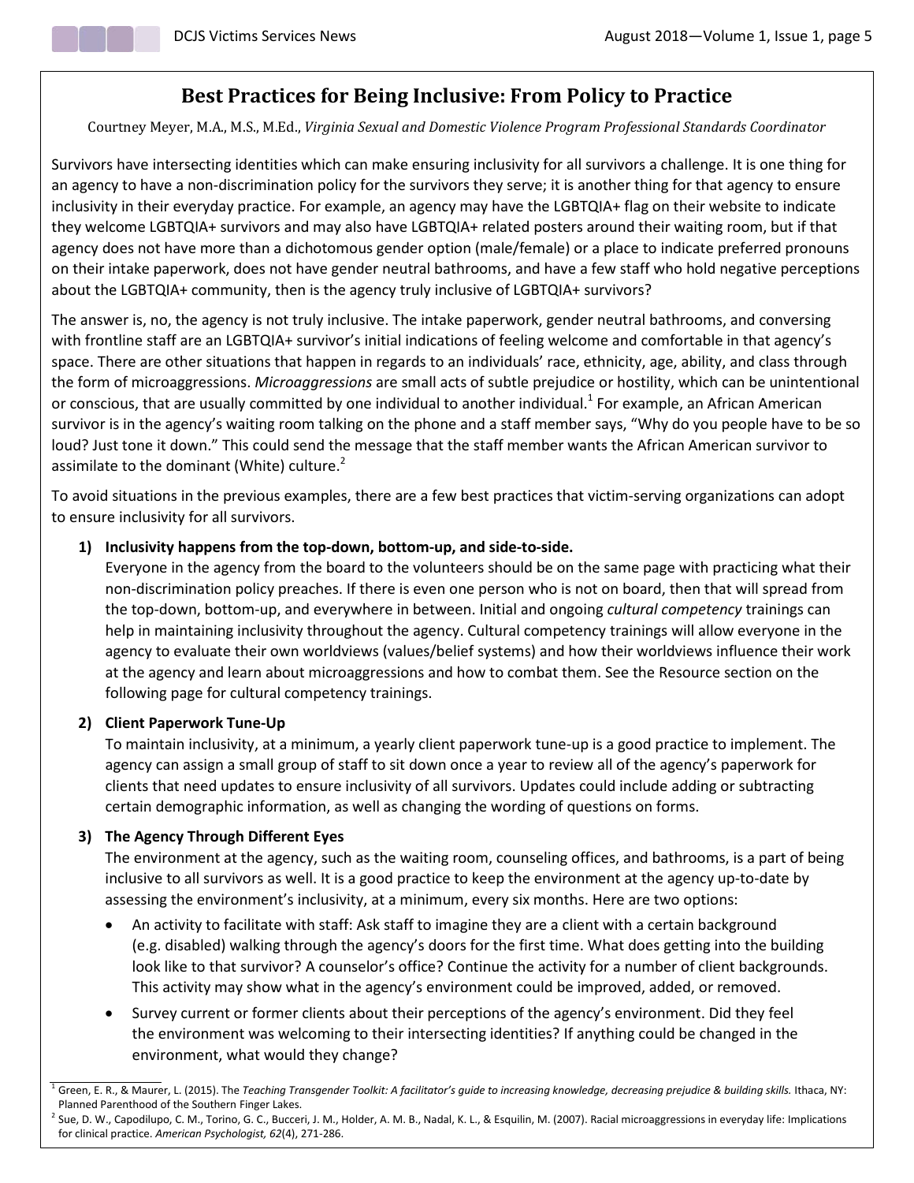# Best Practices for Being Inclusive: From Policy to Practice

Courtney Meyer, M.A., M.S., M.Ed., *Virginia Sexual and Domestic Violence Program Professional Standards Coordinator*

Survivors have intersecting identities which can make ensuring inclusivity for all survivors a challenge. It is one thing for an agency to have a non-discrimination policy for the survivors they serve; it is another thing for that agency to ensure inclusivity in their everyday practice. For example, an agency may have the LGBTQIA+ flag on their website to indicate they welcome LGBTQIA+ survivors and may also have LGBTQIA+ related posters around their waiting room, but if that agency does not have more than a dichotomous gender option (male/female) or a place to indicate preferred pronouns on their intake paperwork, does not have gender neutral bathrooms, and have a few staff who hold negative perceptions about the LGBTQIA+ community, then is the agency truly inclusive of LGBTQIA+ survivors?

The answer is, no, the agency is not truly inclusive. The intake paperwork, gender neutral bathrooms, and conversing with frontline staff are an LGBTQIA+ survivor's initial indications of feeling welcome and comfortable in that agency's space. There are other situations that happen in regards to an individuals' race, ethnicity, age, ability, and class through the form of microaggressions. *Microaggressions* are small acts of subtle prejudice or hostility, which can be unintentional or conscious, that are usually committed by one individual to another individual.[1] For example, an African American survivor is in the agency's waiting room talking on the phone and a staff member says, "Why do you people have to be so loud? Just tone it down." This could send the message that the staff member wants the African American survivor to assimilate to the dominant (White) culture.[2]

To avoid situations in the previous examples, there are a few best practices that victim-serving organizations can adopt to ensure inclusivity for all survivors.

1) **Inclusivity happens from the top-down, bottom-up, and side-to-side.**
   Everyone in the agency from the board to the volunteers should be on the same page with practicing what their non-discrimination policy preaches. If there is even one person who is not on board, then that will spread from the top-down, bottom-up, and everywhere in between. Initial and ongoing *cultural competency* trainings can help in maintaining inclusivity throughout the agency. Cultural competency trainings will allow everyone in the agency to evaluate their own worldviews (values/belief systems) and how their worldviews influence their work at the agency and learn about microaggressions and how to combat them. See the Resource section on the following page for cultural competency trainings.

2) **Client Paperwork Tune-Up**
   To maintain inclusivity, at a minimum, a yearly client paperwork tune-up is a good practice to implement. The agency can assign a small group of staff to sit down once a year to review all of the agency's paperwork for clients that need updates to ensure inclusivity of all survivors. Updates could include adding or subtracting certain demographic information, as well as changing the wording of questions on forms.

3) **The Agency Through Different Eyes**
   The environment at the agency, such as the waiting room, counseling offices, and bathrooms, is a part of being inclusive to all survivors as well. It is a good practice to keep the environment at the agency up-to-date by assessing the environment's inclusivity, at a minimum, every six months. Here are two options:
   - An activity to facilitate with staff: Ask staff to imagine they are a client with a certain background (e.g. disabled) walking through the agency's doors for the first time. What does getting into the building look like to that survivor? A counselor's office? Continue the activity for a number of client backgrounds. This activity may show what in the agency's environment could be improved, added, or removed.
   - Survey current or former clients about their perceptions of the agency's environment. Did they feel the environment was welcoming to their intersecting identities? If anything could be changed in the environment, what would they change?

---

[1] Green, E. R., & Maurer, L. (2015). The *Teaching Transgender Toolkit: A facilitator's guide to increasing knowledge, decreasing prejudice & building skills.* Ithaca, NY: Planned Parenthood of the Southern Finger Lakes.

[2] Sue, D. W., Capodilupo, C. M., Torino, G. C., Bucceri, J. M., Holder, A. M. B., Nadal, K. L., & Esquilin, M. (2007). Racial microaggressions in everyday life: Implications for clinical practice. *American Psychologist, 62*(4), 271-286.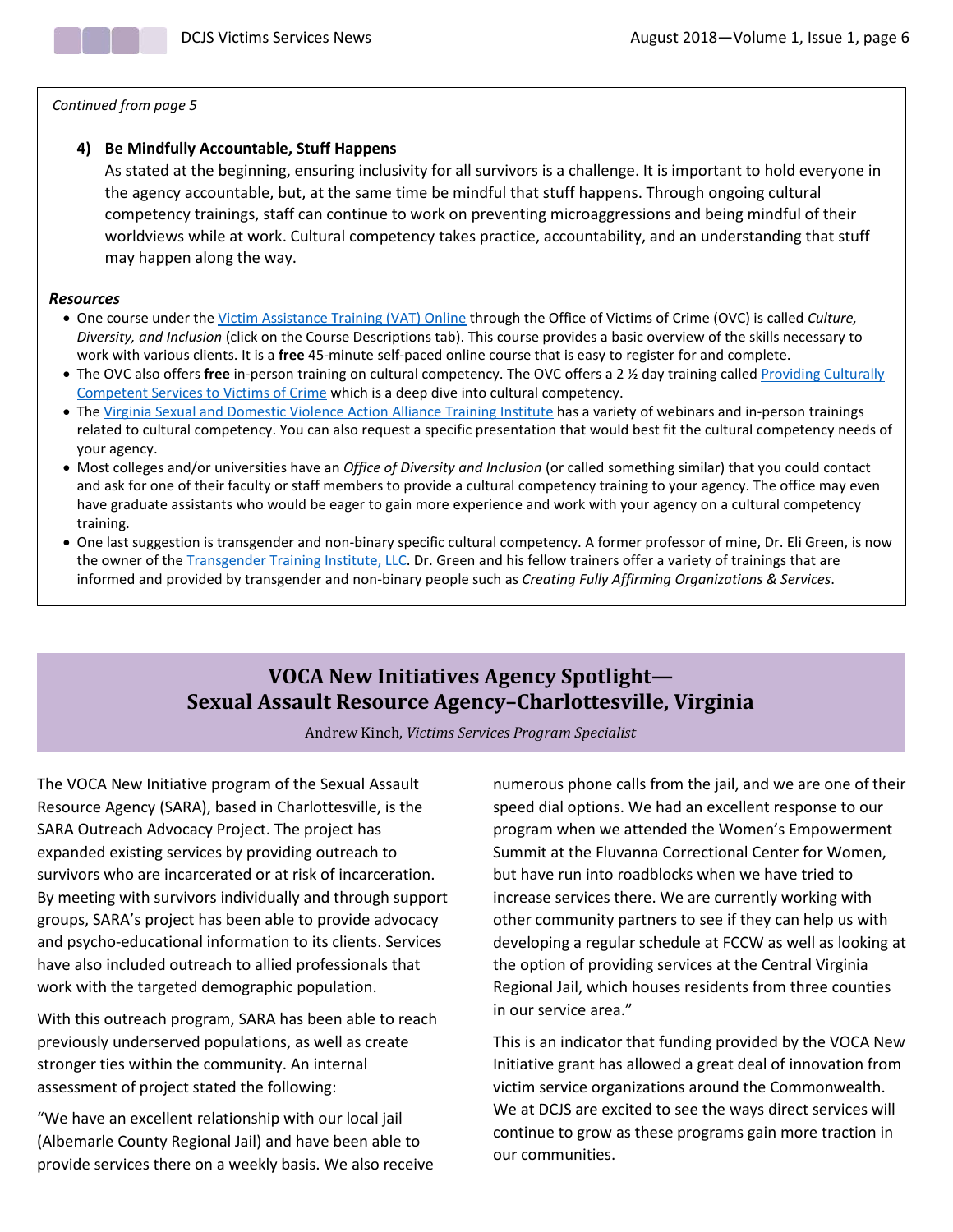*Continued from page 5*

4) **Be Mindfully Accountable, Stuff Happens**
As stated at the beginning, ensuring inclusivity for all survivors is a challenge. It is important to hold everyone in the agency accountable, but, at the same time be mindful that stuff happens. Through ongoing cultural competency trainings, staff can continue to work on preventing microaggressions and being mindful of their worldviews while at work. Cultural competency takes practice, accountability, and an understanding that stuff may happen along the way.

***Resources***

- One course under the Victim Assistance Training (VAT) Online through the Office of Victims of Crime (OVC) is called *Culture, Diversity, and Inclusion* (click on the Course Descriptions tab). This course provides a basic overview of the skills necessary to work with various clients. It is a **free** 45-minute self-paced online course that is easy to register for and complete.
- The OVC also offers **free** in-person training on cultural competency. The OVC offers a 2 ½ day training called Providing Culturally Competent Services to Victims of Crime which is a deep dive into cultural competency.
- The Virginia Sexual and Domestic Violence Action Alliance Training Institute has a variety of webinars and in-person trainings related to cultural competency. You can also request a specific presentation that would best fit the cultural competency needs of your agency.
- Most colleges and/or universities have an *Office of Diversity and Inclusion* (or called something similar) that you could contact and ask for one of their faculty or staff members to provide a cultural competency training to your agency. The office may even have graduate assistants who would be eager to gain more experience and work with your agency on a cultural competency training.
- One last suggestion is transgender and non-binary specific cultural competency. A former professor of mine, Dr. Eli Green, is now the owner of the Transgender Training Institute, LLC. Dr. Green and his fellow trainers offer a variety of trainings that are informed and provided by transgender and non-binary people such as *Creating Fully Affirming Organizations & Services*.

## VOCA New Initiatives Agency Spotlight— Sexual Assault Resource Agency–Charlottesville, Virginia

Andrew Kinch, *Victims Services Program Specialist*

The VOCA New Initiative program of the Sexual Assault Resource Agency (SARA), based in Charlottesville, is the SARA Outreach Advocacy Project. The project has expanded existing services by providing outreach to survivors who are incarcerated or at risk of incarceration. By meeting with survivors individually and through support groups, SARA's project has been able to provide advocacy and psycho-educational information to its clients. Services have also included outreach to allied professionals that work with the targeted demographic population.

With this outreach program, SARA has been able to reach previously underserved populations, as well as create stronger ties within the community. An internal assessment of project stated the following:

"We have an excellent relationship with our local jail (Albemarle County Regional Jail) and have been able to provide services there on a weekly basis. We also receive numerous phone calls from the jail, and we are one of their speed dial options. We had an excellent response to our program when we attended the Women's Empowerment Summit at the Fluvanna Correctional Center for Women, but have run into roadblocks when we have tried to increase services there. We are currently working with other community partners to see if they can help us with developing a regular schedule at FCCW as well as looking at the option of providing services at the Central Virginia Regional Jail, which houses residents from three counties in our service area."

This is an indicator that funding provided by the VOCA New Initiative grant has allowed a great deal of innovation from victim service organizations around the Commonwealth. We at DCJS are excited to see the ways direct services will continue to grow as these programs gain more traction in our communities.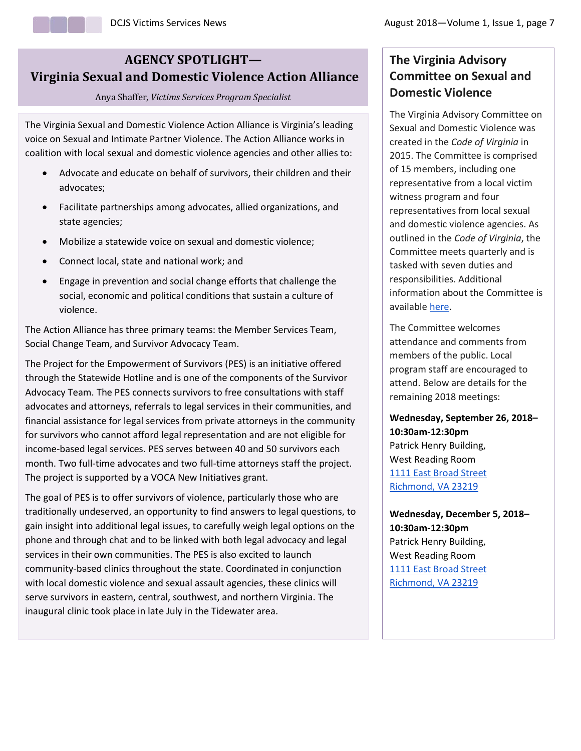## AGENCY SPOTLIGHT— Virginia Sexual and Domestic Violence Action Alliance

Anya Shaffer, *Victims Services Program Specialist*

The Virginia Sexual and Domestic Violence Action Alliance is Virginia's leading voice on Sexual and Intimate Partner Violence. The Action Alliance works in coalition with local sexual and domestic violence agencies and other allies to:

- Advocate and educate on behalf of survivors, their children and their advocates;
- Facilitate partnerships among advocates, allied organizations, and state agencies;
- Mobilize a statewide voice on sexual and domestic violence;
- Connect local, state and national work; and
- Engage in prevention and social change efforts that challenge the social, economic and political conditions that sustain a culture of violence.

The Action Alliance has three primary teams: the Member Services Team, Social Change Team, and Survivor Advocacy Team.

The Project for the Empowerment of Survivors (PES) is an initiative offered through the Statewide Hotline and is one of the components of the Survivor Advocacy Team. The PES connects survivors to free consultations with staff advocates and attorneys, referrals to legal services in their communities, and financial assistance for legal services from private attorneys in the community for survivors who cannot afford legal representation and are not eligible for income-based legal services. PES serves between 40 and 50 survivors each month. Two full-time advocates and two full-time attorneys staff the project. The project is supported by a VOCA New Initiatives grant.

The goal of PES is to offer survivors of violence, particularly those who are traditionally undeserved, an opportunity to find answers to legal questions, to gain insight into additional legal issues, to carefully weigh legal options on the phone and through chat and to be linked with both legal advocacy and legal services in their own communities. The PES is also excited to launch community-based clinics throughout the state. Coordinated in conjunction with local domestic violence and sexual assault agencies, these clinics will serve survivors in eastern, central, southwest, and northern Virginia. The inaugural clinic took place in late July in the Tidewater area.

## The Virginia Advisory Committee on Sexual and Domestic Violence

The Virginia Advisory Committee on Sexual and Domestic Violence was created in the *Code of Virginia* in 2015. The Committee is comprised of 15 members, including one representative from a local victim witness program and four representatives from local sexual and domestic violence agencies. As outlined in the *Code of Virginia*, the Committee meets quarterly and is tasked with seven duties and responsibilities. Additional information about the Committee is available here.

The Committee welcomes attendance and comments from members of the public. Local program staff are encouraged to attend. Below are details for the remaining 2018 meetings:

**Wednesday, September 26, 2018–10:30am-12:30pm**
Patrick Henry Building,
West Reading Room
1111 East Broad Street
Richmond, VA 23219

**Wednesday, December 5, 2018–10:30am-12:30pm**
Patrick Henry Building,
West Reading Room
1111 East Broad Street
Richmond, VA 23219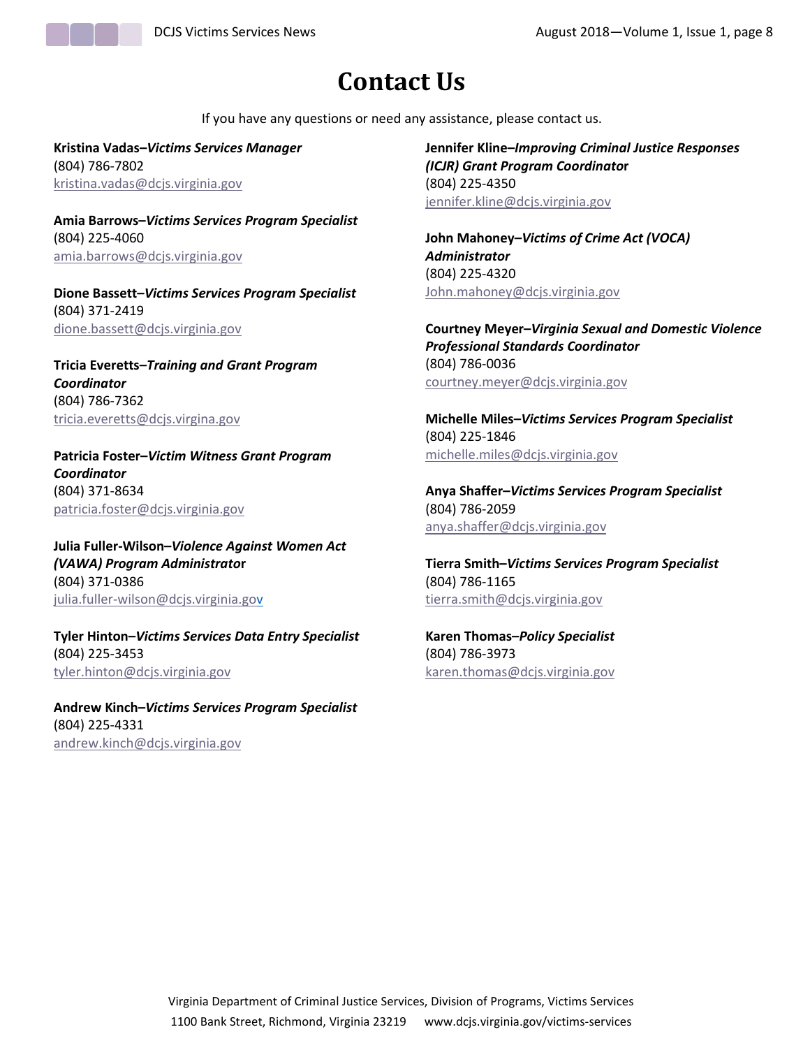# Contact Us

If you have any questions or need any assistance, please contact us.

**Kristina Vadas–*Victims Services Manager***
(804) 786-7802
kristina.vadas@dcjs.virginia.gov

**Amia Barrows–*Victims Services Program Specialist***
(804) 225-4060
amia.barrows@dcjs.virginia.gov

**Dione Bassett–*Victims Services Program Specialist***
(804) 371-2419
dione.bassett@dcjs.virginia.gov

**Tricia Everetts–*Training and Grant Program Coordinator***
(804) 786-7362
tricia.everetts@dcjs.virgina.gov

**Patricia Foster–*Victim Witness Grant Program Coordinator***
(804) 371-8634
patricia.foster@dcjs.virginia.gov

**Julia Fuller-Wilson–*Violence Against Women Act (VAWA) Program Administrator***
(804) 371-0386
julia.fuller-wilson@dcjs.virginia.gov

**Tyler Hinton–*Victims Services Data Entry Specialist***
(804) 225-3453
tyler.hinton@dcjs.virginia.gov

**Andrew Kinch–*Victims Services Program Specialist***
(804) 225-4331
andrew.kinch@dcjs.virginia.gov

**Jennifer Kline–*Improving Criminal Justice Responses (ICJR) Grant Program Coordinator***
(804) 225-4350
jennifer.kline@dcjs.virginia.gov

**John Mahoney–*Victims of Crime Act (VOCA) Administrator***
(804) 225-4320
John.mahoney@dcjs.virginia.gov

**Courtney Meyer–*Virginia Sexual and Domestic Violence Professional Standards Coordinator***
(804) 786-0036
courtney.meyer@dcjs.virginia.gov

**Michelle Miles–*Victims Services Program Specialist***
(804) 225-1846
michelle.miles@dcjs.virginia.gov

**Anya Shaffer–*Victims Services Program Specialist***
(804) 786-2059
anya.shaffer@dcjs.virginia.gov

**Tierra Smith–*Victims Services Program Specialist***
(804) 786-1165
tierra.smith@dcjs.virginia.gov

**Karen Thomas–*Policy Specialist***
(804) 786-3973
karen.thomas@dcjs.virginia.gov

Virginia Department of Criminal Justice Services, Division of Programs, Victims Services
1100 Bank Street, Richmond, Virginia 23219 www.dcjs.virginia.gov/victims-services